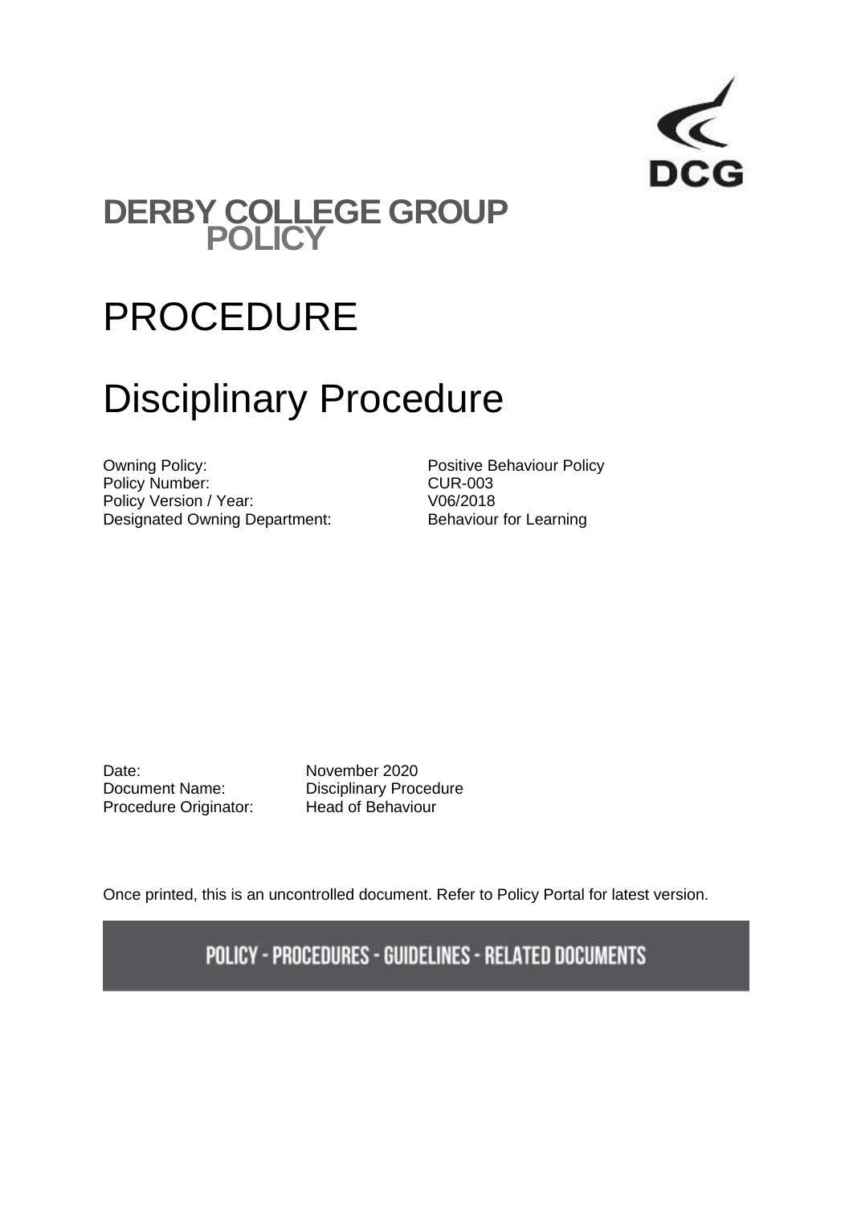DCG

# DERBY COLLEGE GROUP POLICY

# PROCEDURE

# Disciplinary Procedure

| | |
|---|---|
| Owning Policy: | Positive Behaviour Policy |
| Policy Number: | CUR-003 |
| Policy Version / Year: | V06/2018 |
| Designated Owning Department: | Behaviour for Learning |

| | |
|---|---|
| Date: | November 2020 |
| Document Name: | Disciplinary Procedure |
| Procedure Originator: | Head of Behaviour |

Once printed, this is an uncontrolled document. Refer to Policy Portal for latest version.

**POLICY - PROCEDURES - GUIDELINES - RELATED DOCUMENTS**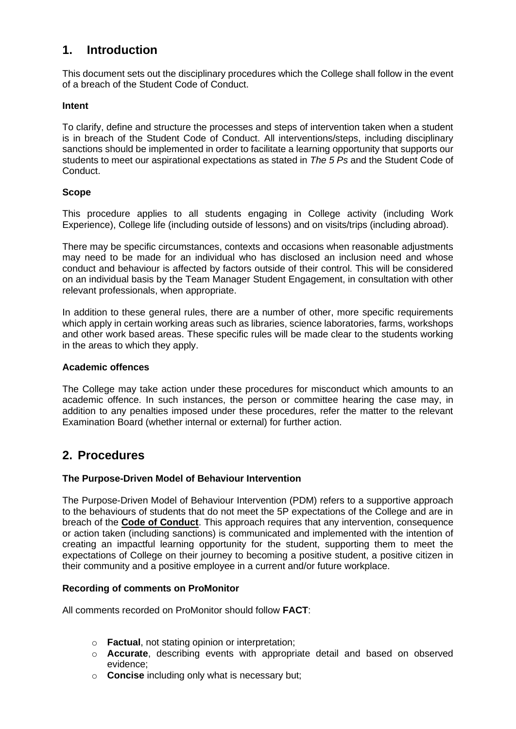# 1. Introduction

This document sets out the disciplinary procedures which the College shall follow in the event of a breach of the Student Code of Conduct.

**Intent**

To clarify, define and structure the processes and steps of intervention taken when a student is in breach of the Student Code of Conduct. All interventions/steps, including disciplinary sanctions should be implemented in order to facilitate a learning opportunity that supports our students to meet our aspirational expectations as stated in *The 5 Ps* and the Student Code of Conduct.

**Scope**

This procedure applies to all students engaging in College activity (including Work Experience), College life (including outside of lessons) and on visits/trips (including abroad).

There may be specific circumstances, contexts and occasions when reasonable adjustments may need to be made for an individual who has disclosed an inclusion need and whose conduct and behaviour is affected by factors outside of their control. This will be considered on an individual basis by the Team Manager Student Engagement, in consultation with other relevant professionals, when appropriate.

In addition to these general rules, there are a number of other, more specific requirements which apply in certain working areas such as libraries, science laboratories, farms, workshops and other work based areas. These specific rules will be made clear to the students working in the areas to which they apply.

**Academic offences**

The College may take action under these procedures for misconduct which amounts to an academic offence. In such instances, the person or committee hearing the case may, in addition to any penalties imposed under these procedures, refer the matter to the relevant Examination Board (whether internal or external) for further action.

# 2. Procedures

**The Purpose-Driven Model of Behaviour Intervention**

The Purpose-Driven Model of Behaviour Intervention (PDM) refers to a supportive approach to the behaviours of students that do not meet the 5P expectations of the College and are in breach of the **Code of Conduct**. This approach requires that any intervention, consequence or action taken (including sanctions) is communicated and implemented with the intention of creating an impactful learning opportunity for the student, supporting them to meet the expectations of College on their journey to becoming a positive student, a positive citizen in their community and a positive employee in a current and/or future workplace.

**Recording of comments on ProMonitor**

All comments recorded on ProMonitor should follow **FACT**:

- **Factual**, not stating opinion or interpretation;
- **Accurate**, describing events with appropriate detail and based on observed evidence;
- **Concise** including only what is necessary but;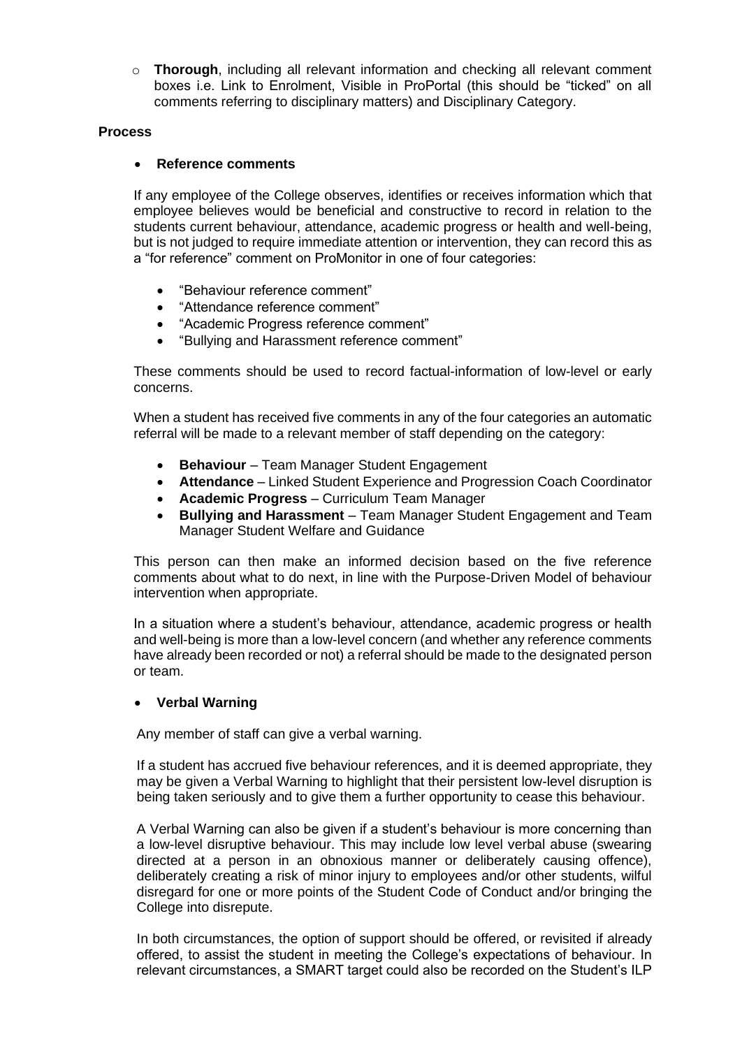- **Thorough**, including all relevant information and checking all relevant comment boxes i.e. Link to Enrolment, Visible in ProPortal (this should be "ticked" on all comments referring to disciplinary matters) and Disciplinary Category.

**Process**

- **Reference comments**

If any employee of the College observes, identifies or receives information which that employee believes would be beneficial and constructive to record in relation to the students current behaviour, attendance, academic progress or health and well-being, but is not judged to require immediate attention or intervention, they can record this as a "for reference" comment on ProMonitor in one of four categories:

- "Behaviour reference comment"
- "Attendance reference comment"
- "Academic Progress reference comment"
- "Bullying and Harassment reference comment"

These comments should be used to record factual-information of low-level or early concerns.

When a student has received five comments in any of the four categories an automatic referral will be made to a relevant member of staff depending on the category:

- **Behaviour** – Team Manager Student Engagement
- **Attendance** – Linked Student Experience and Progression Coach Coordinator
- **Academic Progress** – Curriculum Team Manager
- **Bullying and Harassment** – Team Manager Student Engagement and Team Manager Student Welfare and Guidance

This person can then make an informed decision based on the five reference comments about what to do next, in line with the Purpose-Driven Model of behaviour intervention when appropriate.

In a situation where a student's behaviour, attendance, academic progress or health and well-being is more than a low-level concern (and whether any reference comments have already been recorded or not) a referral should be made to the designated person or team.

- **Verbal Warning**

Any member of staff can give a verbal warning.

If a student has accrued five behaviour references, and it is deemed appropriate, they may be given a Verbal Warning to highlight that their persistent low-level disruption is being taken seriously and to give them a further opportunity to cease this behaviour.

A Verbal Warning can also be given if a student's behaviour is more concerning than a low-level disruptive behaviour. This may include low level verbal abuse (swearing directed at a person in an obnoxious manner or deliberately causing offence), deliberately creating a risk of minor injury to employees and/or other students, wilful disregard for one or more points of the Student Code of Conduct and/or bringing the College into disrepute.

In both circumstances, the option of support should be offered, or revisited if already offered, to assist the student in meeting the College's expectations of behaviour. In relevant circumstances, a SMART target could also be recorded on the Student's ILP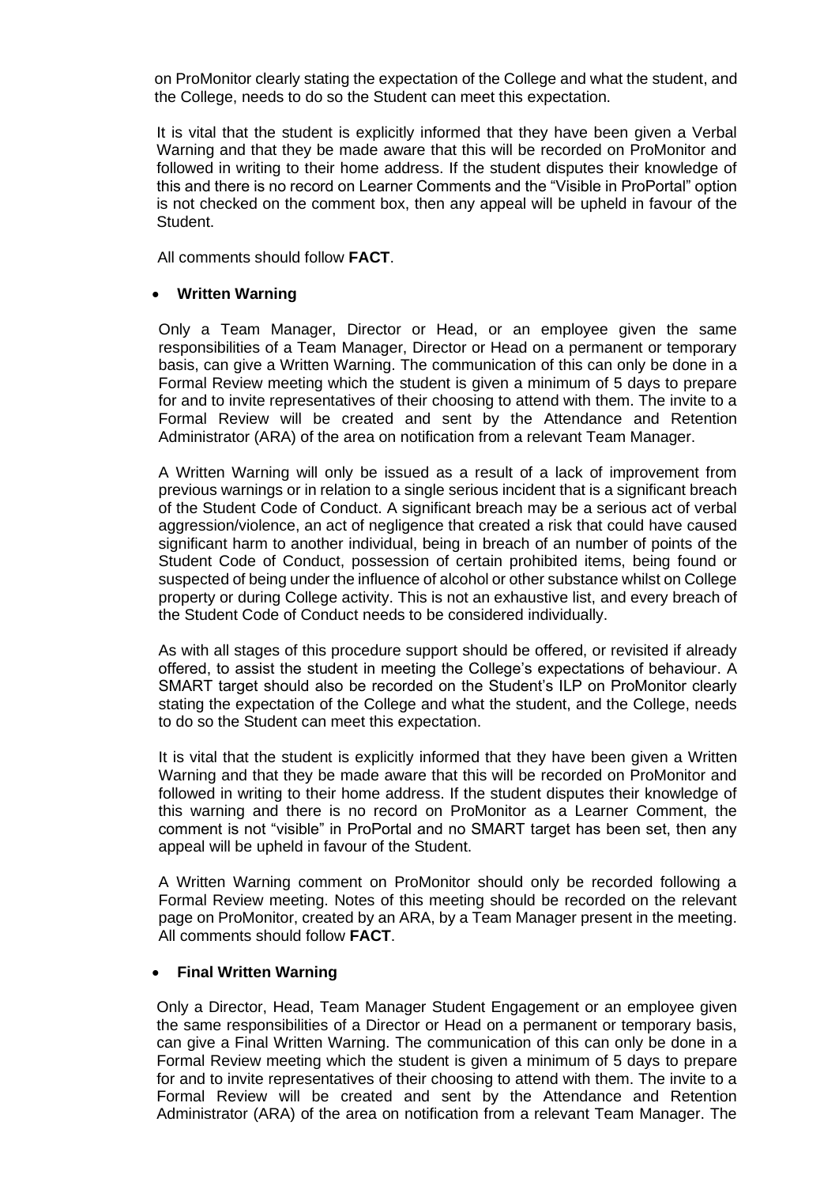on ProMonitor clearly stating the expectation of the College and what the student, and the College, needs to do so the Student can meet this expectation.

It is vital that the student is explicitly informed that they have been given a Verbal Warning and that they be made aware that this will be recorded on ProMonitor and followed in writing to their home address. If the student disputes their knowledge of this and there is no record on Learner Comments and the "Visible in ProPortal" option is not checked on the comment box, then any appeal will be upheld in favour of the Student.

All comments should follow **FACT**.

- **Written Warning**

Only a Team Manager, Director or Head, or an employee given the same responsibilities of a Team Manager, Director or Head on a permanent or temporary basis, can give a Written Warning. The communication of this can only be done in a Formal Review meeting which the student is given a minimum of 5 days to prepare for and to invite representatives of their choosing to attend with them. The invite to a Formal Review will be created and sent by the Attendance and Retention Administrator (ARA) of the area on notification from a relevant Team Manager.

A Written Warning will only be issued as a result of a lack of improvement from previous warnings or in relation to a single serious incident that is a significant breach of the Student Code of Conduct. A significant breach may be a serious act of verbal aggression/violence, an act of negligence that created a risk that could have caused significant harm to another individual, being in breach of an number of points of the Student Code of Conduct, possession of certain prohibited items, being found or suspected of being under the influence of alcohol or other substance whilst on College property or during College activity. This is not an exhaustive list, and every breach of the Student Code of Conduct needs to be considered individually.

As with all stages of this procedure support should be offered, or revisited if already offered, to assist the student in meeting the College's expectations of behaviour. A SMART target should also be recorded on the Student's ILP on ProMonitor clearly stating the expectation of the College and what the student, and the College, needs to do so the Student can meet this expectation.

It is vital that the student is explicitly informed that they have been given a Written Warning and that they be made aware that this will be recorded on ProMonitor and followed in writing to their home address. If the student disputes their knowledge of this warning and there is no record on ProMonitor as a Learner Comment, the comment is not "visible" in ProPortal and no SMART target has been set, then any appeal will be upheld in favour of the Student.

A Written Warning comment on ProMonitor should only be recorded following a Formal Review meeting. Notes of this meeting should be recorded on the relevant page on ProMonitor, created by an ARA, by a Team Manager present in the meeting. All comments should follow **FACT**.

- **Final Written Warning**

Only a Director, Head, Team Manager Student Engagement or an employee given the same responsibilities of a Director or Head on a permanent or temporary basis, can give a Final Written Warning. The communication of this can only be done in a Formal Review meeting which the student is given a minimum of 5 days to prepare for and to invite representatives of their choosing to attend with them. The invite to a Formal Review will be created and sent by the Attendance and Retention Administrator (ARA) of the area on notification from a relevant Team Manager. The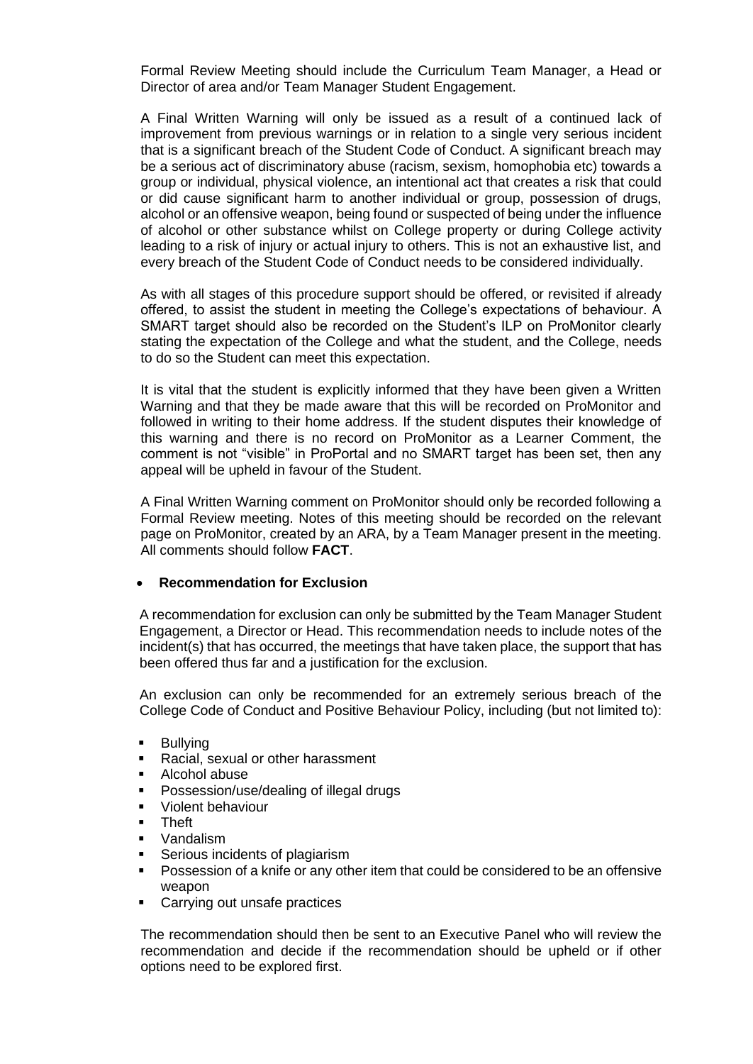Formal Review Meeting should include the Curriculum Team Manager, a Head or Director of area and/or Team Manager Student Engagement.

A Final Written Warning will only be issued as a result of a continued lack of improvement from previous warnings or in relation to a single very serious incident that is a significant breach of the Student Code of Conduct. A significant breach may be a serious act of discriminatory abuse (racism, sexism, homophobia etc) towards a group or individual, physical violence, an intentional act that creates a risk that could or did cause significant harm to another individual or group, possession of drugs, alcohol or an offensive weapon, being found or suspected of being under the influence of alcohol or other substance whilst on College property or during College activity leading to a risk of injury or actual injury to others. This is not an exhaustive list, and every breach of the Student Code of Conduct needs to be considered individually.

As with all stages of this procedure support should be offered, or revisited if already offered, to assist the student in meeting the College's expectations of behaviour. A SMART target should also be recorded on the Student's ILP on ProMonitor clearly stating the expectation of the College and what the student, and the College, needs to do so the Student can meet this expectation.

It is vital that the student is explicitly informed that they have been given a Written Warning and that they be made aware that this will be recorded on ProMonitor and followed in writing to their home address. If the student disputes their knowledge of this warning and there is no record on ProMonitor as a Learner Comment, the comment is not "visible" in ProPortal and no SMART target has been set, then any appeal will be upheld in favour of the Student.

A Final Written Warning comment on ProMonitor should only be recorded following a Formal Review meeting. Notes of this meeting should be recorded on the relevant page on ProMonitor, created by an ARA, by a Team Manager present in the meeting. All comments should follow **FACT**.

- **Recommendation for Exclusion**

A recommendation for exclusion can only be submitted by the Team Manager Student Engagement, a Director or Head. This recommendation needs to include notes of the incident(s) that has occurred, the meetings that have taken place, the support that has been offered thus far and a justification for the exclusion.

An exclusion can only be recommended for an extremely serious breach of the College Code of Conduct and Positive Behaviour Policy, including (but not limited to):

- Bullying
- Racial, sexual or other harassment
- Alcohol abuse
- Possession/use/dealing of illegal drugs
- Violent behaviour
- Theft
- Vandalism
- Serious incidents of plagiarism
- Possession of a knife or any other item that could be considered to be an offensive weapon
- Carrying out unsafe practices

The recommendation should then be sent to an Executive Panel who will review the recommendation and decide if the recommendation should be upheld or if other options need to be explored first.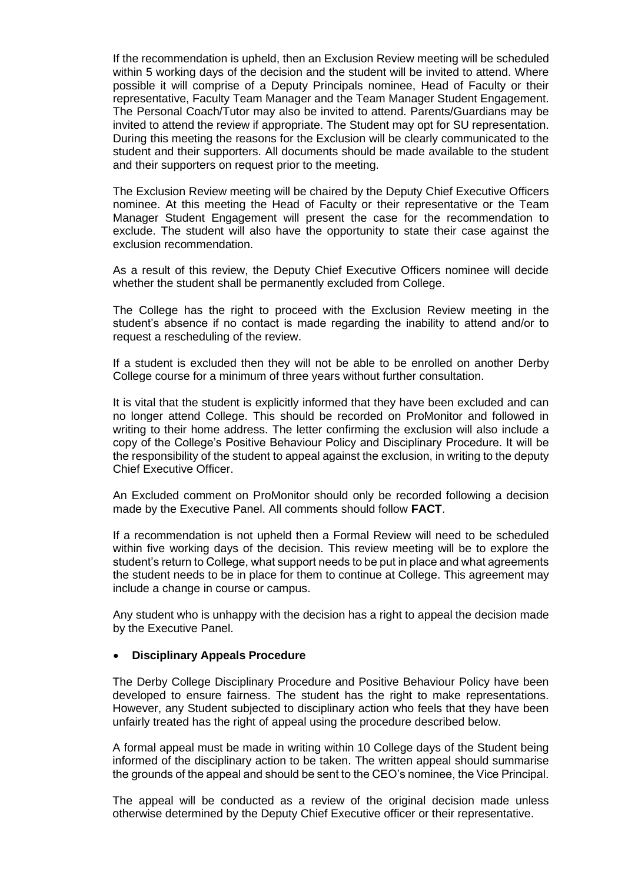If the recommendation is upheld, then an Exclusion Review meeting will be scheduled within 5 working days of the decision and the student will be invited to attend. Where possible it will comprise of a Deputy Principals nominee, Head of Faculty or their representative, Faculty Team Manager and the Team Manager Student Engagement. The Personal Coach/Tutor may also be invited to attend. Parents/Guardians may be invited to attend the review if appropriate. The Student may opt for SU representation. During this meeting the reasons for the Exclusion will be clearly communicated to the student and their supporters. All documents should be made available to the student and their supporters on request prior to the meeting.

The Exclusion Review meeting will be chaired by the Deputy Chief Executive Officers nominee. At this meeting the Head of Faculty or their representative or the Team Manager Student Engagement will present the case for the recommendation to exclude. The student will also have the opportunity to state their case against the exclusion recommendation.

As a result of this review, the Deputy Chief Executive Officers nominee will decide whether the student shall be permanently excluded from College.

The College has the right to proceed with the Exclusion Review meeting in the student's absence if no contact is made regarding the inability to attend and/or to request a rescheduling of the review.

If a student is excluded then they will not be able to be enrolled on another Derby College course for a minimum of three years without further consultation.

It is vital that the student is explicitly informed that they have been excluded and can no longer attend College. This should be recorded on ProMonitor and followed in writing to their home address. The letter confirming the exclusion will also include a copy of the College's Positive Behaviour Policy and Disciplinary Procedure. It will be the responsibility of the student to appeal against the exclusion, in writing to the deputy Chief Executive Officer.

An Excluded comment on ProMonitor should only be recorded following a decision made by the Executive Panel. All comments should follow **FACT**.

If a recommendation is not upheld then a Formal Review will need to be scheduled within five working days of the decision. This review meeting will be to explore the student's return to College, what support needs to be put in place and what agreements the student needs to be in place for them to continue at College. This agreement may include a change in course or campus.

Any student who is unhappy with the decision has a right to appeal the decision made by the Executive Panel.

- **Disciplinary Appeals Procedure**

The Derby College Disciplinary Procedure and Positive Behaviour Policy have been developed to ensure fairness. The student has the right to make representations. However, any Student subjected to disciplinary action who feels that they have been unfairly treated has the right of appeal using the procedure described below.

A formal appeal must be made in writing within 10 College days of the Student being informed of the disciplinary action to be taken. The written appeal should summarise the grounds of the appeal and should be sent to the CEO's nominee, the Vice Principal.

The appeal will be conducted as a review of the original decision made unless otherwise determined by the Deputy Chief Executive officer or their representative.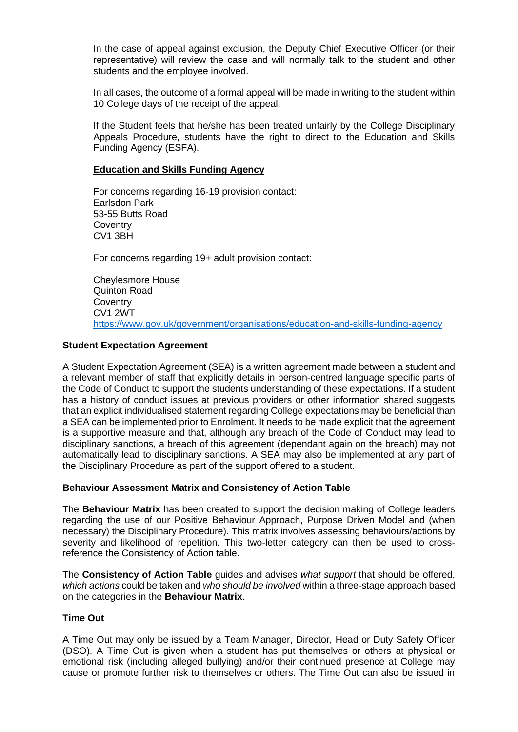In the case of appeal against exclusion, the Deputy Chief Executive Officer (or their representative) will review the case and will normally talk to the student and other students and the employee involved.

In all cases, the outcome of a formal appeal will be made in writing to the student within 10 College days of the receipt of the appeal.

If the Student feels that he/she has been treated unfairly by the College Disciplinary Appeals Procedure, students have the right to direct to the Education and Skills Funding Agency (ESFA).

**Education and Skills Funding Agency**

For concerns regarding 16-19 provision contact:
Earlsdon Park
53-55 Butts Road
Coventry
CV1 3BH

For concerns regarding 19+ adult provision contact:

Cheylesmore House
Quinton Road
Coventry
CV1 2WT
https://www.gov.uk/government/organisations/education-and-skills-funding-agency

**Student Expectation Agreement**

A Student Expectation Agreement (SEA) is a written agreement made between a student and a relevant member of staff that explicitly details in person-centred language specific parts of the Code of Conduct to support the students understanding of these expectations. If a student has a history of conduct issues at previous providers or other information shared suggests that an explicit individualised statement regarding College expectations may be beneficial than a SEA can be implemented prior to Enrolment. It needs to be made explicit that the agreement is a supportive measure and that, although any breach of the Code of Conduct may lead to disciplinary sanctions, a breach of this agreement (dependant again on the breach) may not automatically lead to disciplinary sanctions. A SEA may also be implemented at any part of the Disciplinary Procedure as part of the support offered to a student.

**Behaviour Assessment Matrix and Consistency of Action Table**

The **Behaviour Matrix** has been created to support the decision making of College leaders regarding the use of our Positive Behaviour Approach, Purpose Driven Model and (when necessary) the Disciplinary Procedure). This matrix involves assessing behaviours/actions by severity and likelihood of repetition. This two-letter category can then be used to cross-reference the Consistency of Action table.

The **Consistency of Action Table** guides and advises *what support* that should be offered, *which actions* could be taken and *who should be involved* within a three-stage approach based on the categories in the **Behaviour Matrix**.

**Time Out**

A Time Out may only be issued by a Team Manager, Director, Head or Duty Safety Officer (DSO). A Time Out is given when a student has put themselves or others at physical or emotional risk (including alleged bullying) and/or their continued presence at College may cause or promote further risk to themselves or others. The Time Out can also be issued in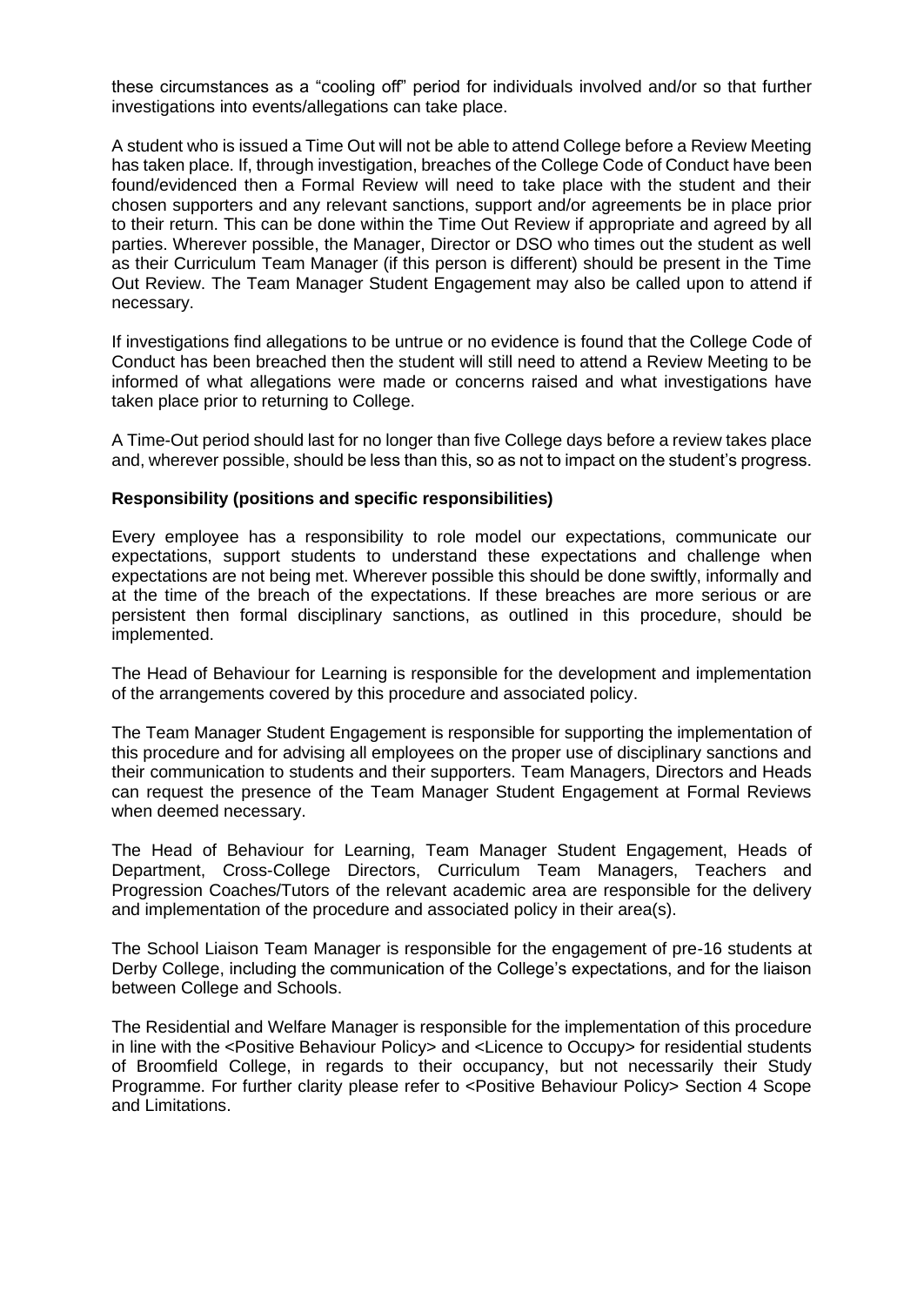these circumstances as a "cooling off" period for individuals involved and/or so that further investigations into events/allegations can take place.

A student who is issued a Time Out will not be able to attend College before a Review Meeting has taken place. If, through investigation, breaches of the College Code of Conduct have been found/evidenced then a Formal Review will need to take place with the student and their chosen supporters and any relevant sanctions, support and/or agreements be in place prior to their return. This can be done within the Time Out Review if appropriate and agreed by all parties. Wherever possible, the Manager, Director or DSO who times out the student as well as their Curriculum Team Manager (if this person is different) should be present in the Time Out Review. The Team Manager Student Engagement may also be called upon to attend if necessary.

If investigations find allegations to be untrue or no evidence is found that the College Code of Conduct has been breached then the student will still need to attend a Review Meeting to be informed of what allegations were made or concerns raised and what investigations have taken place prior to returning to College.

A Time-Out period should last for no longer than five College days before a review takes place and, wherever possible, should be less than this, so as not to impact on the student's progress.

**Responsibility (positions and specific responsibilities)**

Every employee has a responsibility to role model our expectations, communicate our expectations, support students to understand these expectations and challenge when expectations are not being met. Wherever possible this should be done swiftly, informally and at the time of the breach of the expectations. If these breaches are more serious or are persistent then formal disciplinary sanctions, as outlined in this procedure, should be implemented.

The Head of Behaviour for Learning is responsible for the development and implementation of the arrangements covered by this procedure and associated policy.

The Team Manager Student Engagement is responsible for supporting the implementation of this procedure and for advising all employees on the proper use of disciplinary sanctions and their communication to students and their supporters. Team Managers, Directors and Heads can request the presence of the Team Manager Student Engagement at Formal Reviews when deemed necessary.

The Head of Behaviour for Learning, Team Manager Student Engagement, Heads of Department, Cross-College Directors, Curriculum Team Managers, Teachers and Progression Coaches/Tutors of the relevant academic area are responsible for the delivery and implementation of the procedure and associated policy in their area(s).

The School Liaison Team Manager is responsible for the engagement of pre-16 students at Derby College, including the communication of the College's expectations, and for the liaison between College and Schools.

The Residential and Welfare Manager is responsible for the implementation of this procedure in line with the <Positive Behaviour Policy> and <Licence to Occupy> for residential students of Broomfield College, in regards to their occupancy, but not necessarily their Study Programme. For further clarity please refer to <Positive Behaviour Policy> Section 4 Scope and Limitations.